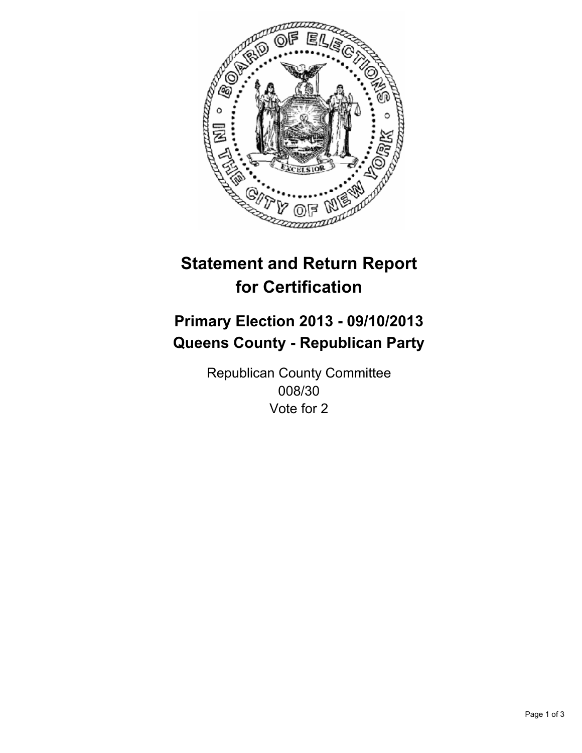# Statement and Return Report for Certification

## Primary Election 2013 - 09/10/2013
## Queens County - Republican Party

Republican County Committee
008/30
Vote for 2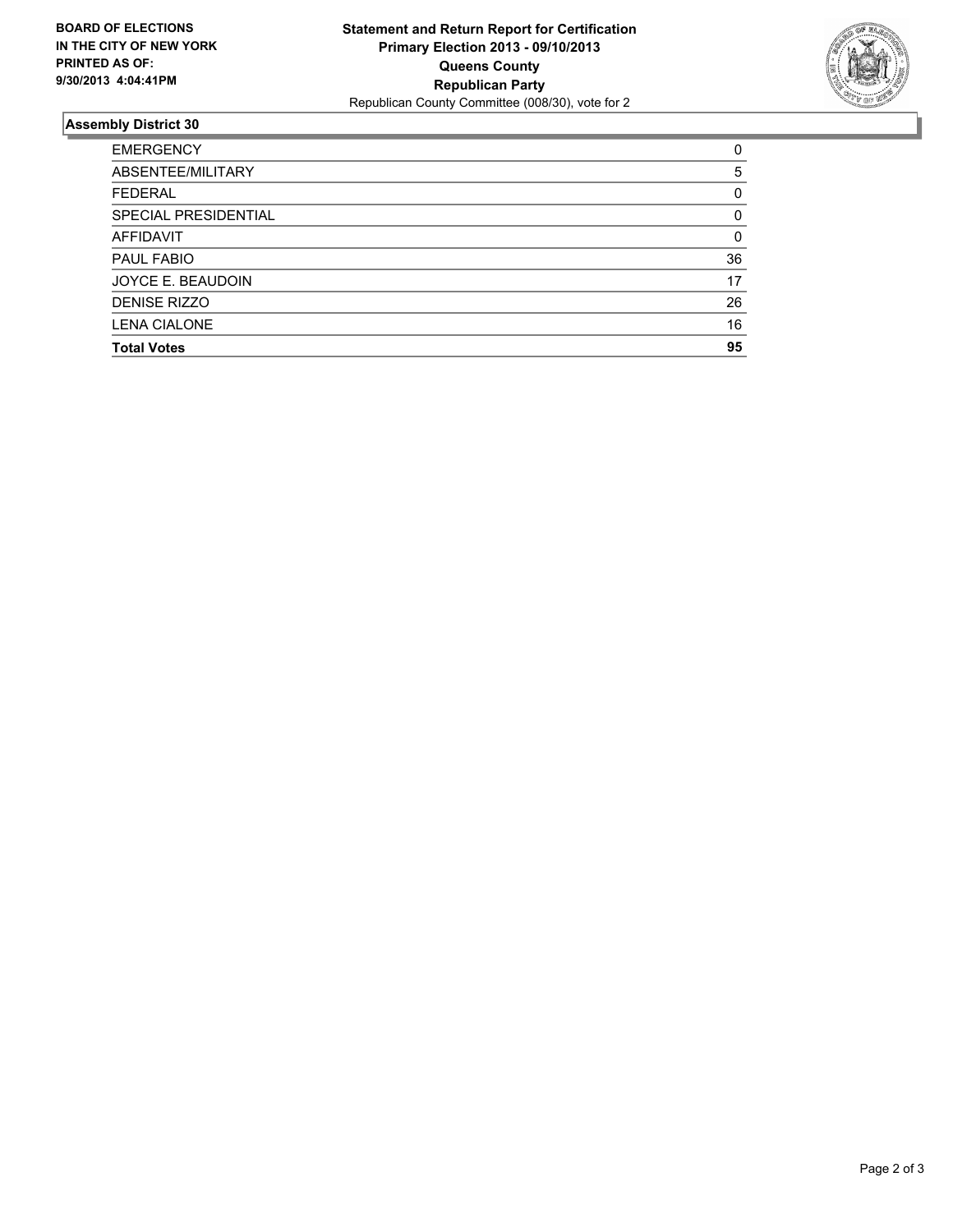**BOARD OF ELECTIONS IN THE CITY OF NEW YORK PRINTED AS OF: 9/30/2013 4:04:41PM**

# Statement and Return Report for Certification
## Primary Election 2013 - 09/10/2013
## Queens County
## Republican Party
Republican County Committee (008/30), vote for 2

### Assembly District 30

| | |
|---|---|
| EMERGENCY | 0 |
| ABSENTEE/MILITARY | 5 |
| FEDERAL | 0 |
| SPECIAL PRESIDENTIAL | 0 |
| AFFIDAVIT | 0 |
| PAUL FABIO | 36 |
| JOYCE E. BEAUDOIN | 17 |
| DENISE RIZZO | 26 |
| LENA CIALONE | 16 |
| **Total Votes** | **95** |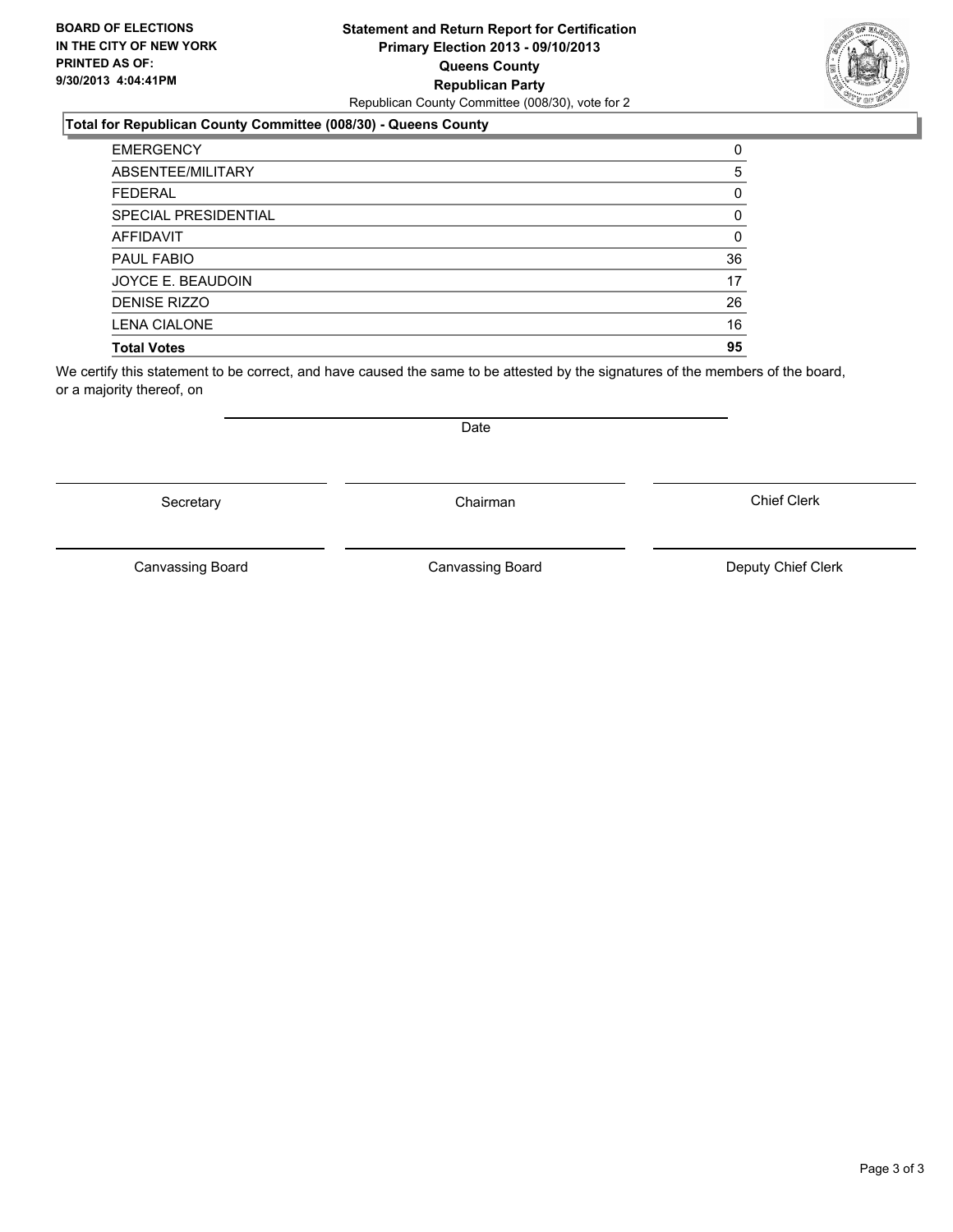**BOARD OF ELECTIONS IN THE CITY OF NEW YORK PRINTED AS OF: 9/30/2013 4:04:41PM**

**Statement and Return Report for Certification**
**Primary Election 2013 - 09/10/2013**
**Queens County**
**Republican Party**
Republican County Committee (008/30), vote for 2

**Total for Republican County Committee (008/30) - Queens County**

| | |
|---|---|
| EMERGENCY | 0 |
| ABSENTEE/MILITARY | 5 |
| FEDERAL | 0 |
| SPECIAL PRESIDENTIAL | 0 |
| AFFIDAVIT | 0 |
| PAUL FABIO | 36 |
| JOYCE E. BEAUDOIN | 17 |
| DENISE RIZZO | 26 |
| LENA CIALONE | 16 |
| **Total Votes** | **95** |

We certify this statement to be correct, and have caused the same to be attested by the signatures of the members of the board, or a majority thereof, on

Date

Secretary | Chairman | Chief Clerk

Canvassing Board | Canvassing Board | Deputy Chief Clerk